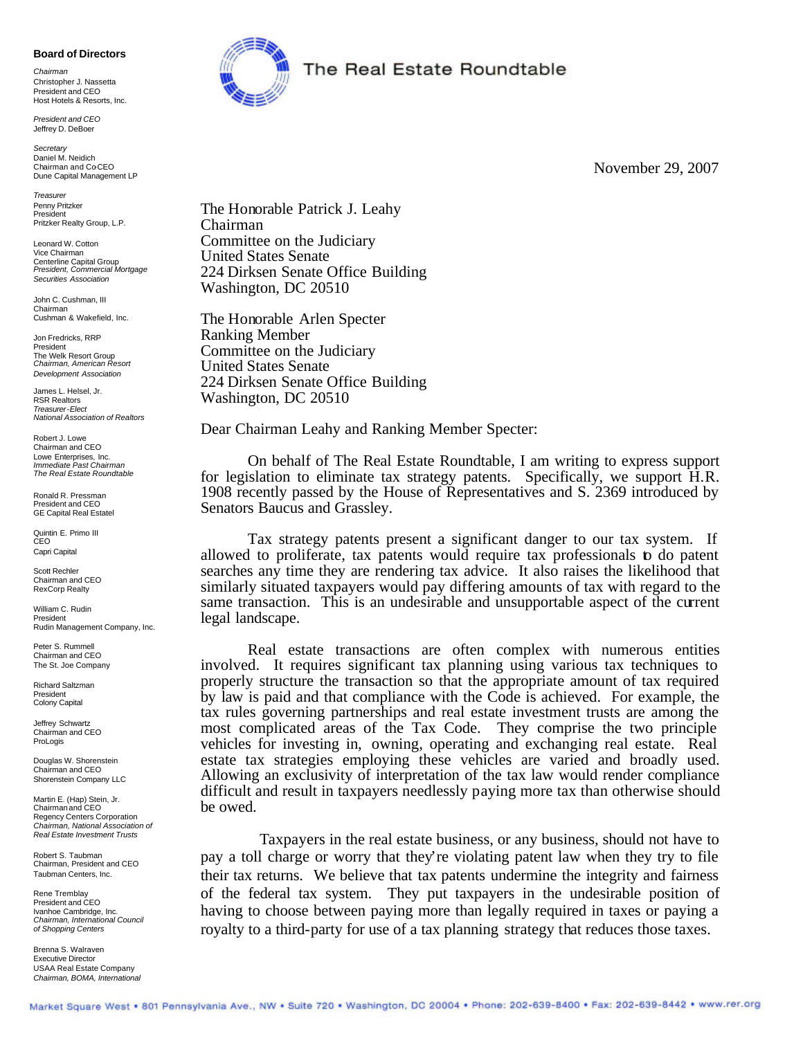**Board of Directors**

*Chairman*
Christopher J. Nassetta
President and CEO
Host Hotels & Resorts, Inc.

*President and CEO*
Jeffrey D. DeBoer

*Secretary*
Daniel M. Neidich
Chairman and CoCEO
Dune Capital Management LP

*Treasurer*
Penny Pritzker
President
Pritzker Realty Group, L.P.

Leonard W. Cotton
Vice Chairman
Centerline Capital Group
*President, Commercial Mortgage Securities Association*

John C. Cushman, III
Chairman
Cushman & Wakefield, Inc.

Jon Fredricks, RRP
President
The Welk Resort Group
*Chairman, American Resort Development Association*

James L. Helsel, Jr.
RSR Realtors
*Treasurer-Elect*
*National Association of Realtors*

Robert J. Lowe
Chairman and CEO
Lowe Enterprises, Inc.
*Immediate Past Chairman*
*The Real Estate Roundtable*

Ronald R. Pressman
President and CEO
GE Capital Real Estatel

Quintin E. Primo III
CEO
Capri Capital

Scott Rechler
Chairman and CEO
RexCorp Realty

William C. Rudin
President
Rudin Management Company, Inc.

Peter S. Rummell
Chairman and CEO
The St. Joe Company

Richard Saltzman
President
Colony Capital

Jeffrey Schwartz
Chairman and CEO
ProLogis

Douglas W. Shorenstein
Chairman and CEO
Shorenstein Company LLC

Martin E. (Hap) Stein, Jr.
Chairman and CEO
Regency Centers Corporation
*Chairman, National Association of Real Estate Investment Trusts*

Robert S. Taubman
Chairman, President and CEO
Taubman Centers, Inc.

Rene Tremblay
President and CEO
Ivanhoe Cambridge, Inc.
*Chairman, International Council of Shopping Centers*

Brenna S. Walraven
Executive Director
USAA Real Estate Company
*Chairman, BOMA, International*

# The Real Estate Roundtable

November 29, 2007

The Honorable Patrick J. Leahy
Chairman
Committee on the Judiciary
United States Senate
224 Dirksen Senate Office Building
Washington, DC 20510

The Honorable Arlen Specter
Ranking Member
Committee on the Judiciary
United States Senate
224 Dirksen Senate Office Building
Washington, DC 20510

Dear Chairman Leahy and Ranking Member Specter:

On behalf of The Real Estate Roundtable, I am writing to express support for legislation to eliminate tax strategy patents. Specifically, we support H.R. 1908 recently passed by the House of Representatives and S. 2369 introduced by Senators Baucus and Grassley.

Tax strategy patents present a significant danger to our tax system. If allowed to proliferate, tax patents would require tax professionals to do patent searches any time they are rendering tax advice. It also raises the likelihood that similarly situated taxpayers would pay differing amounts of tax with regard to the same transaction. This is an undesirable and unsupportable aspect of the current legal landscape.

Real estate transactions are often complex with numerous entities involved. It requires significant tax planning using various tax techniques to properly structure the transaction so that the appropriate amount of tax required by law is paid and that compliance with the Code is achieved. For example, the tax rules governing partnerships and real estate investment trusts are among the most complicated areas of the Tax Code. They comprise the two principle vehicles for investing in, owning, operating and exchanging real estate. Real estate tax strategies employing these vehicles are varied and broadly used. Allowing an exclusivity of interpretation of the tax law would render compliance difficult and result in taxpayers needlessly paying more tax than otherwise should be owed.

Taxpayers in the real estate business, or any business, should not have to pay a toll charge or worry that they're violating patent law when they try to file their tax returns. We believe that tax patents undermine the integrity and fairness of the federal tax system. They put taxpayers in the undesirable position of having to choose between paying more than legally required in taxes or paying a royalty to a third-party for use of a tax planning strategy that reduces those taxes.

Market Square West • 801 Pennsylvania Ave., NW • Suite 720 • Washington, DC 20004 • Phone: 202-639-8400 • Fax: 202-639-8442 • www.rer.org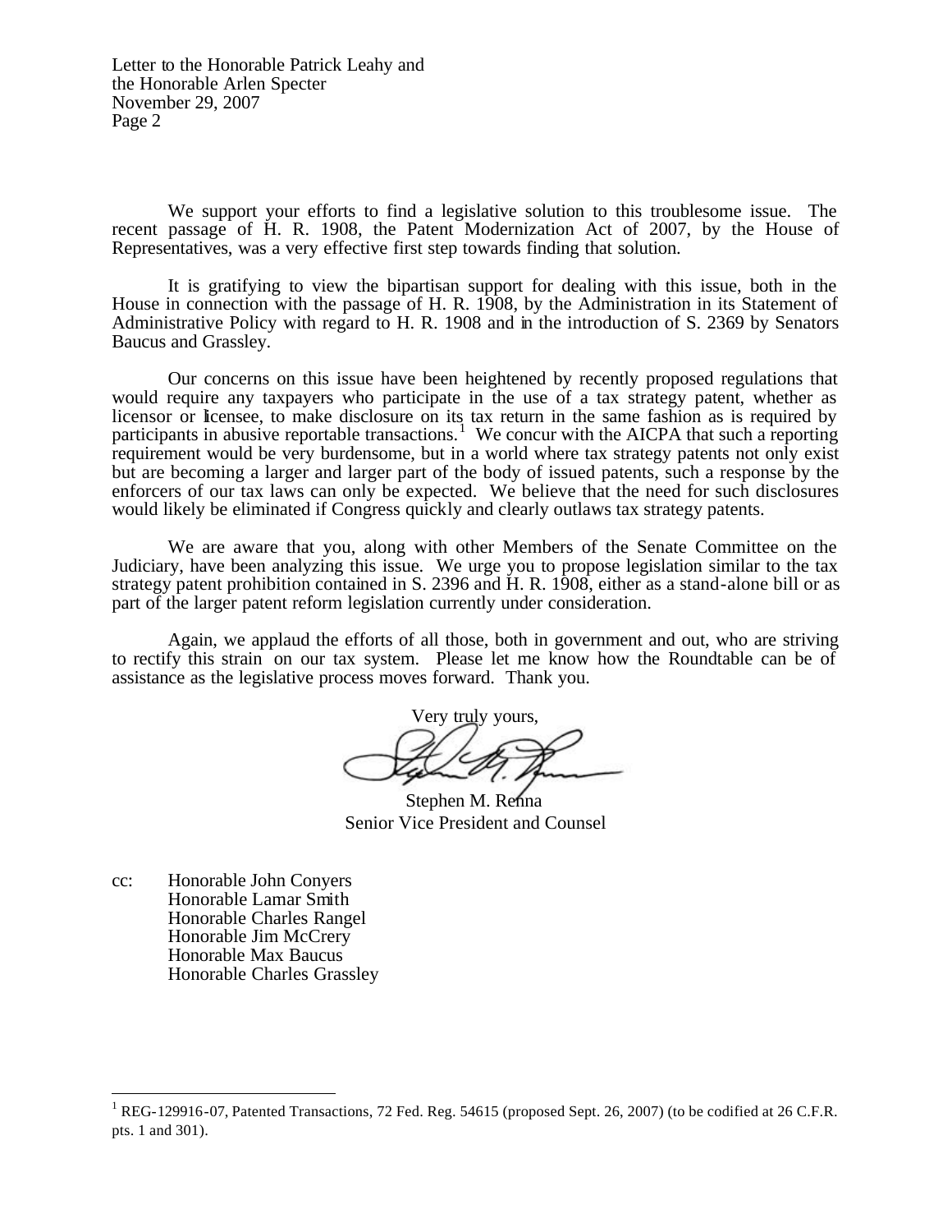We support your efforts to find a legislative solution to this troublesome issue. The recent passage of H. R. 1908, the Patent Modernization Act of 2007, by the House of Representatives, was a very effective first step towards finding that solution.

It is gratifying to view the bipartisan support for dealing with this issue, both in the House in connection with the passage of H. R. 1908, by the Administration in its Statement of Administrative Policy with regard to H. R. 1908 and in the introduction of S. 2369 by Senators Baucus and Grassley.

Our concerns on this issue have been heightened by recently proposed regulations that would require any taxpayers who participate in the use of a tax strategy patent, whether as licensor or licensee, to make disclosure on its tax return in the same fashion as is required by participants in abusive reportable transactions.[1] We concur with the AICPA that such a reporting requirement would be very burdensome, but in a world where tax strategy patents not only exist but are becoming a larger and larger part of the body of issued patents, such a response by the enforcers of our tax laws can only be expected. We believe that the need for such disclosures would likely be eliminated if Congress quickly and clearly outlaws tax strategy patents.

We are aware that you, along with other Members of the Senate Committee on the Judiciary, have been analyzing this issue. We urge you to propose legislation similar to the tax strategy patent prohibition contained in S. 2396 and H. R. 1908, either as a stand-alone bill or as part of the larger patent reform legislation currently under consideration.

Again, we applaud the efforts of all those, both in government and out, who are striving to rectify this strain on our tax system. Please let me know how the Roundtable can be of assistance as the legislative process moves forward. Thank you.

Very truly yours,

Stephen M. Renna
Senior Vice President and Counsel

cc: Honorable John Conyers
Honorable Lamar Smith
Honorable Charles Rangel
Honorable Jim McCrery
Honorable Max Baucus
Honorable Charles Grassley

[1] REG-129916-07, Patented Transactions, 72 Fed. Reg. 54615 (proposed Sept. 26, 2007) (to be codified at 26 C.F.R. pts. 1 and 301).